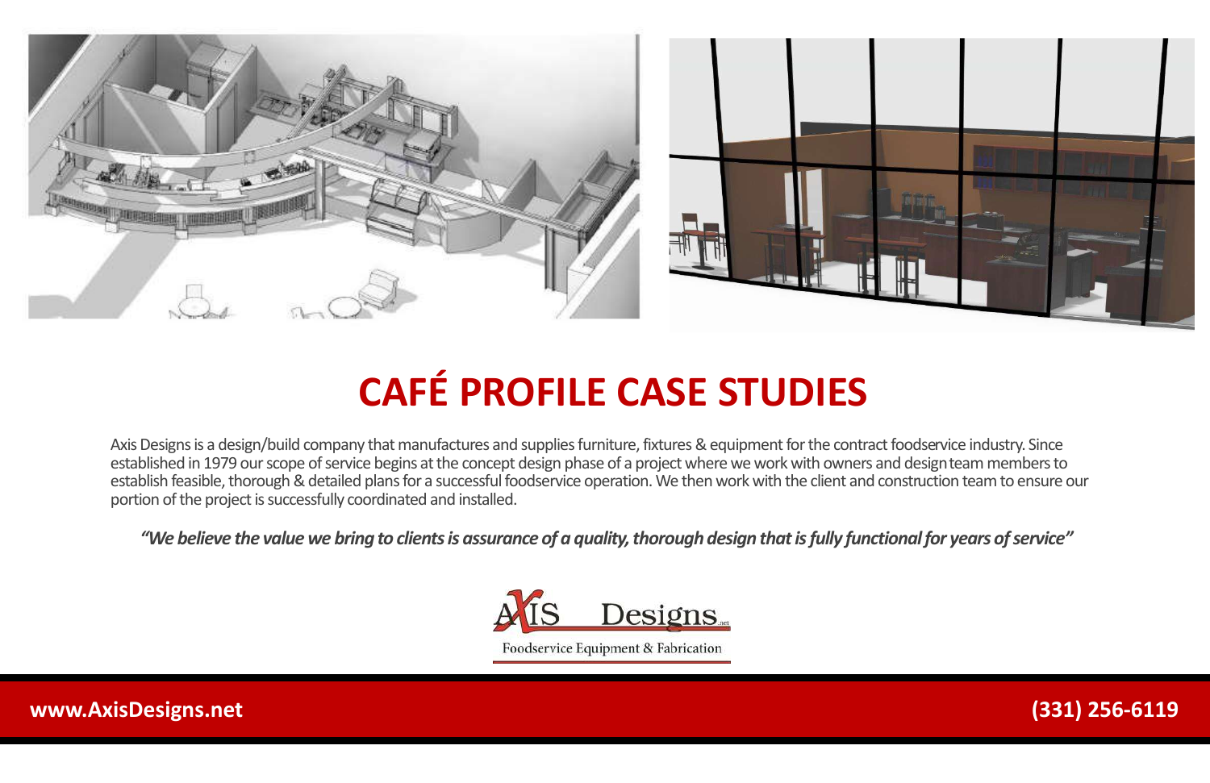# CAFÉ PROFILE CASE STUDIES

Axis Designs is a design/build company that manufactures and supplies furniture, fixtures & equipment for the contract foodservice industry. Since established in 1979 our scope of service begins at the concept design phase of a project where we work with owners and design team members to establish feasible, thorough & detailed plans for a successful foodservice operation. We then work with the client and construction team to ensure our portion of the project is successfully coordinated and installed.

***"We believe the value we bring to clients is assurance of a quality, thorough design that is fully functional for years of service"***

AXIS Designs.net

Foodservice Equipment & Fabrication

**www.AxisDesigns.net** **(331) 256-6119**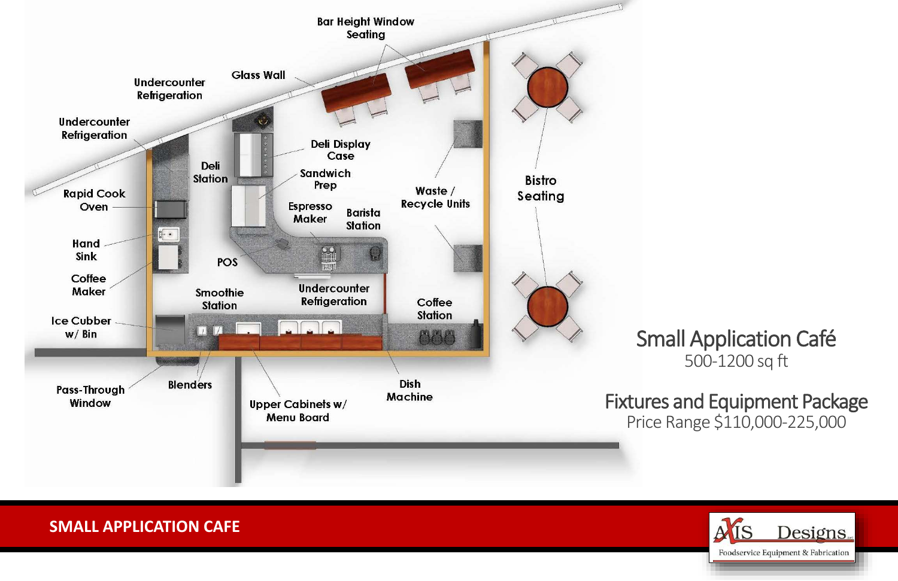Bar Height Window Seating

Glass Wall

Undercounter Refrigeration

Undercounter Refrigeration

Deli Station

Deli Display Case

Sandwich Prep

Rapid Cook Oven

Espresso Maker

Barista Station

Waste / Recycle Units

Bistro Seating

Hand Sink

POS

Coffee Maker

Smoothie Station

Undercounter Refrigeration

Coffee Station

Ice Cubber w/ Bin

Pass-Through Window

Blenders

Upper Cabinets w/ Menu Board

Dish Machine

# Small Application Café

500-1200 sq ft

## Fixtures and Equipment Package

Price Range $110,000-225,000

**SMALL APPLICATION CAFE**

AXIS Designs
Foodservice Equipment & Fabrication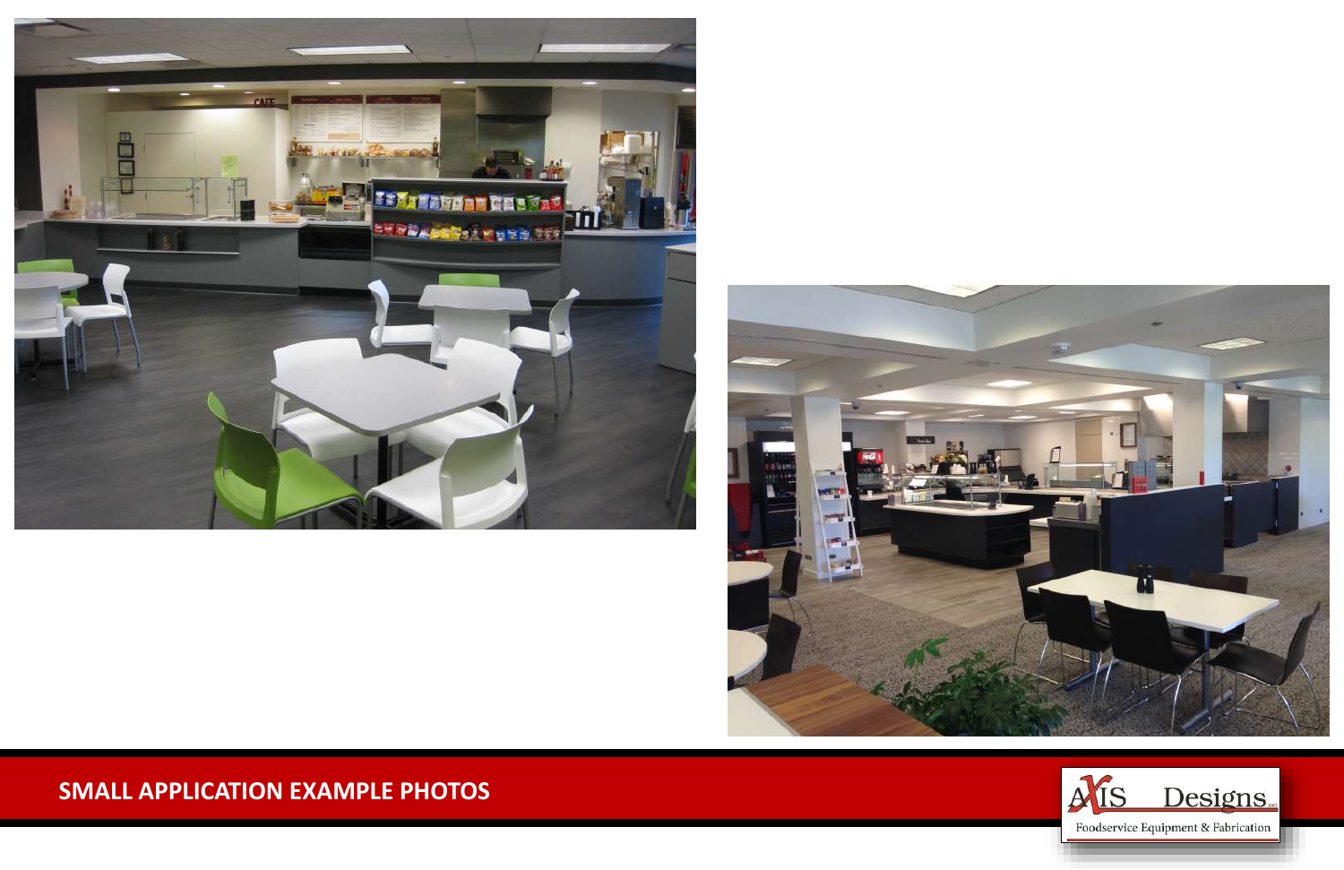## SMALL APPLICATION EXAMPLE PHOTOS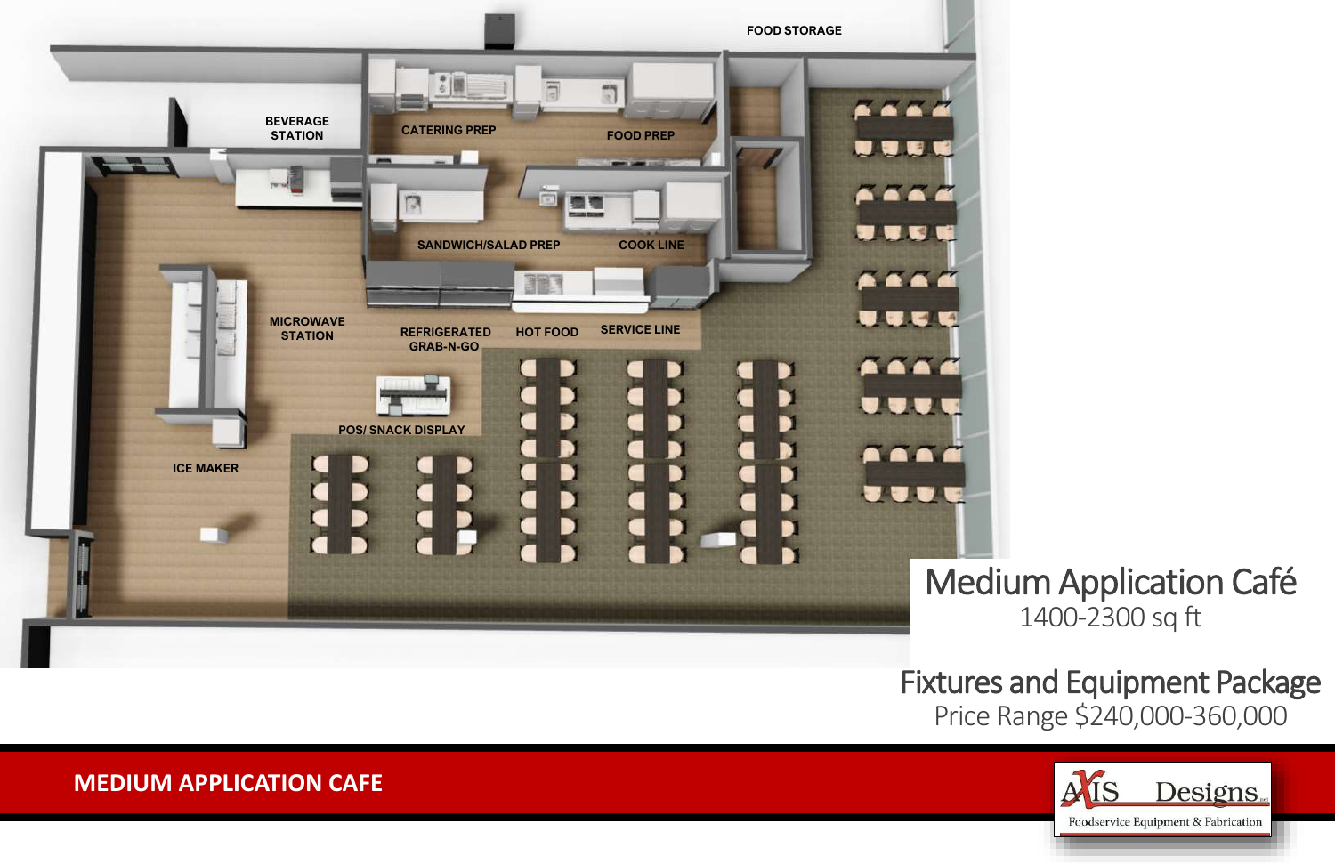FOOD STORAGE

BEVERAGE STATION

CATERING PREP

FOOD PREP

SANDWICH/SALAD PREP

COOK LINE

MICROWAVE STATION

REFRIGERATED GRAB-N-GO

HOT FOOD

SERVICE LINE

POS/ SNACK DISPLAY

ICE MAKER

# Medium Application Café

1400-2300 sq ft

## Fixtures and Equipment Package

Price Range $240,000-360,000

**MEDIUM APPLICATION CAFE**

AXIS Designs

Foodservice Equipment & Fabrication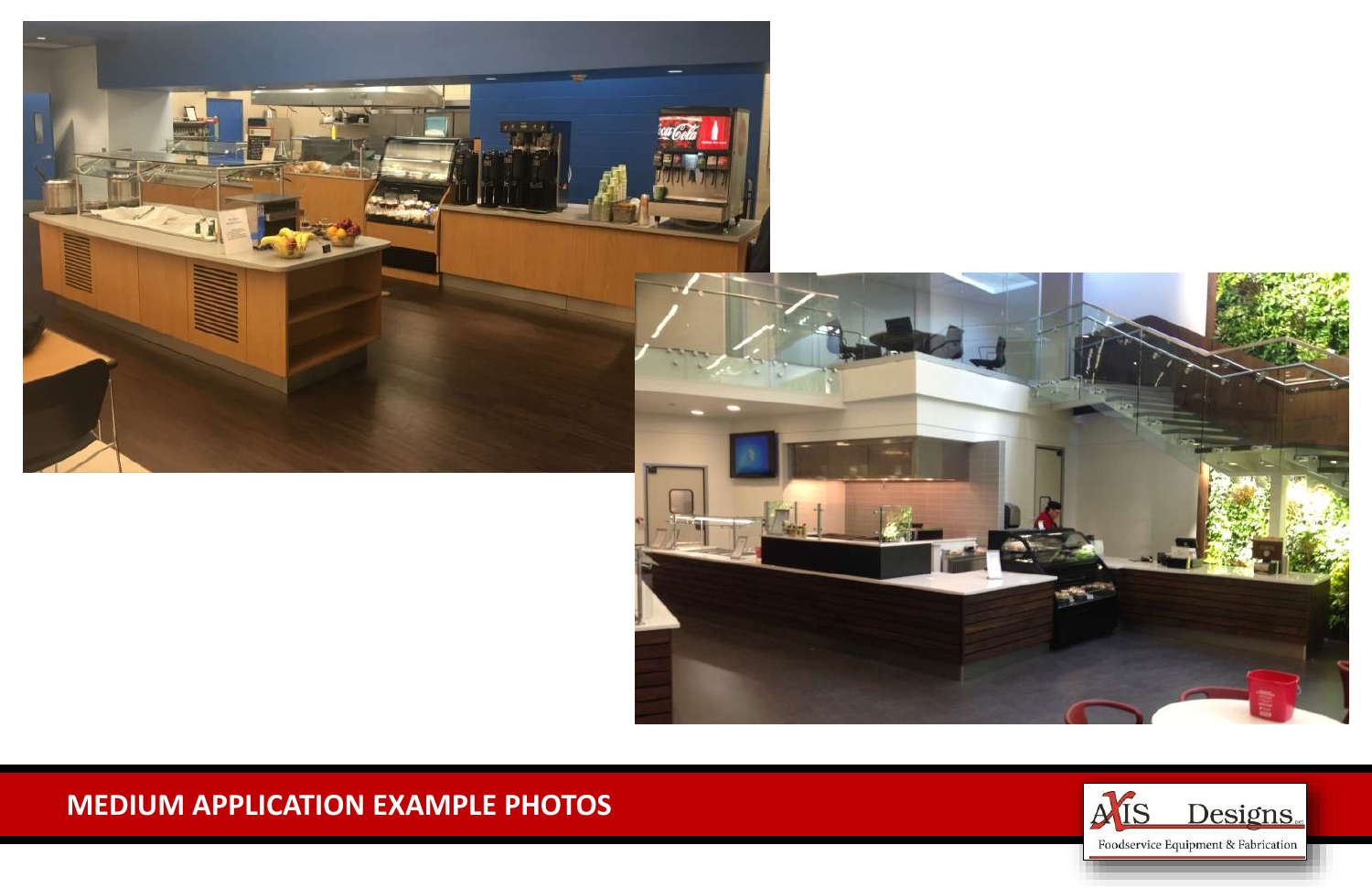# MEDIUM APPLICATION EXAMPLE PHOTOS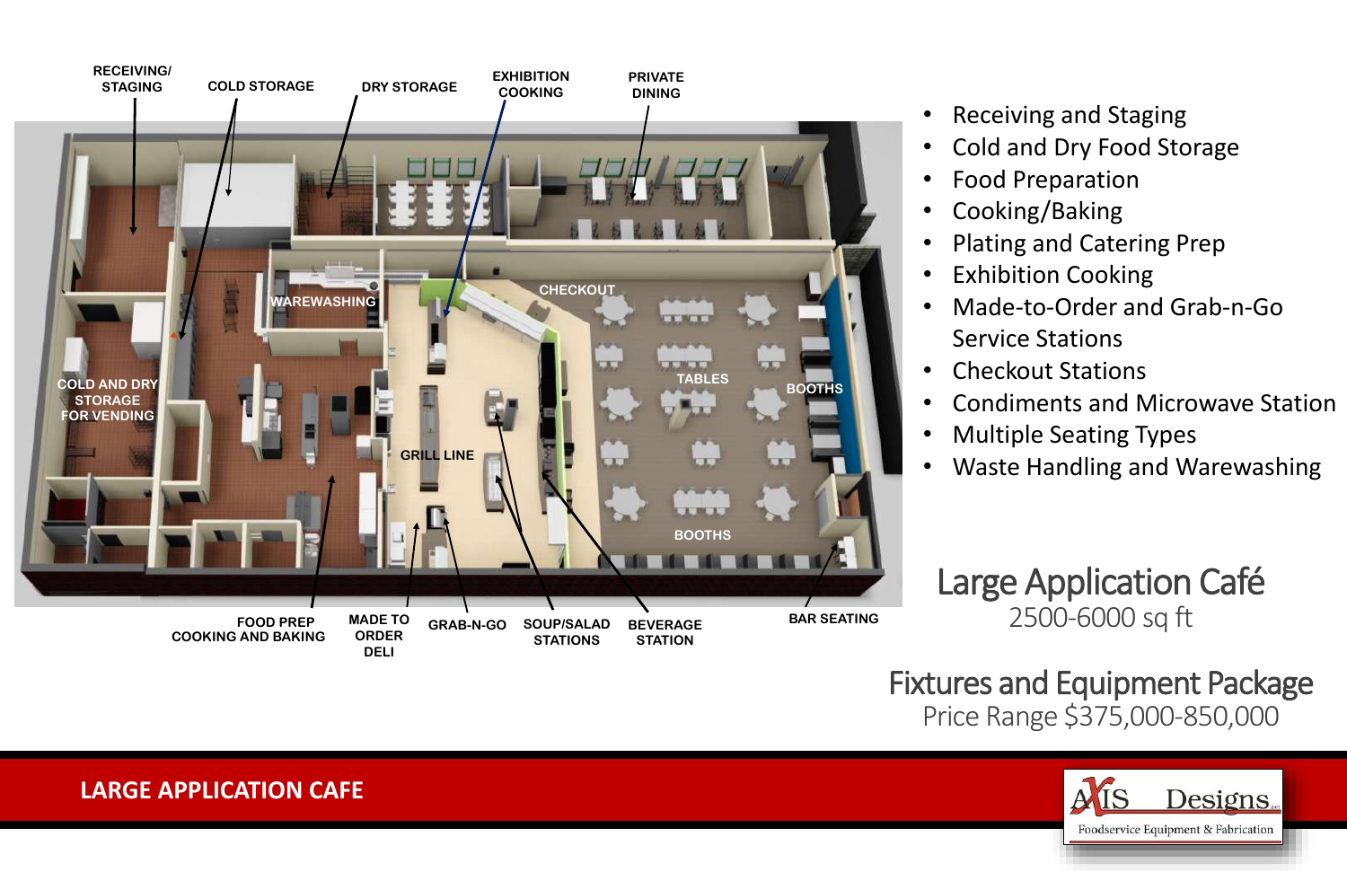RECEIVING/ STAGING

COLD STORAGE

DRY STORAGE

EXHIBITION COOKING

PRIVATE DINING

WAREWASHING

CHECKOUT

COLD AND DRY STORAGE FOR VENDING

TABLES

BOOTHS

GRILL LINE

BOOTHS

FOOD PREP COOKING AND BAKING

MADE TO ORDER DELI

GRAB-N-GO

SOUP/SALAD STATIONS

BEVERAGE STATION

BAR SEATING

- Receiving and Staging
- Cold and Dry Food Storage
- Food Preparation
- Cooking/Baking
- Plating and Catering Prep
- Exhibition Cooking
- Made-to-Order and Grab-n-Go Service Stations
- Checkout Stations
- Condiments and Microwave Station
- Multiple Seating Types
- Waste Handling and Warewashing

## Large Application Café

2500-6000 sq ft

## Fixtures and Equipment Package

Price Range $375,000-850,000

**LARGE APPLICATION CAFE**

AXIS Designs

Foodservice Equipment & Fabrication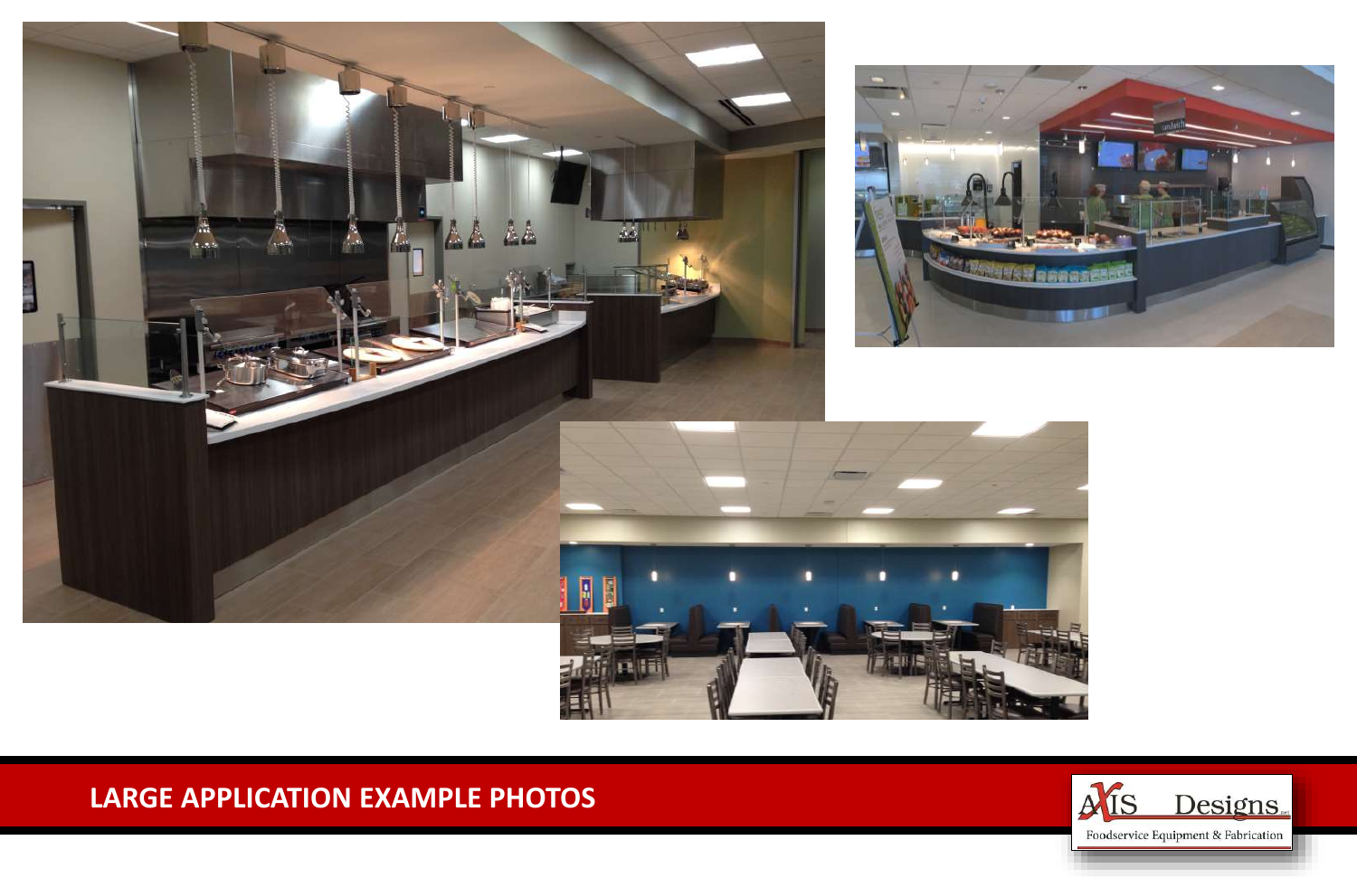## LARGE APPLICATION EXAMPLE PHOTOS

AXIS Designs
Foodservice Equipment & Fabrication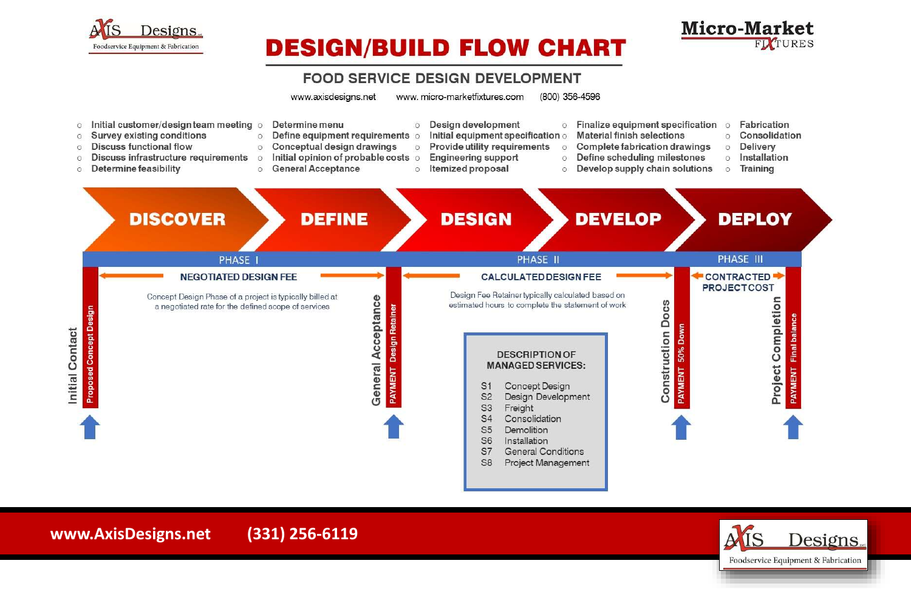AXIS Designs — Foodservice Equipment & Fabrication

# DESIGN/BUILD FLOW CHART

Micro-Market FIXTURES

## FOOD SERVICE DESIGN DEVELOPMENT

www.axisdesigns.net www. micro-marketfixtures.com (800) 356-4596

- Initial customer/design team meeting
- Survey existing conditions
- Discuss functional flow
- Discuss infrastructure requirements
- Determine feasibility

- Determine menu
- Define equipment requirements
- Conceptual design drawings
- Initial opinion of probable costs
- General Acceptance

- Design development
- Initial equipment specification
- Provide utility requirements
- Engineering support
- Itemized proposal

- Finalize equipment specification
- Material finish selections
- Complete fabrication drawings
- Define scheduling milestones
- Develop supply chain solutions

- Fabrication
- Consolidation
- Delivery
- Installation
- Training

DISCOVER
DEFINE
DESIGN
DEVELOP
DEPLOY

PHASE I
PHASE II
PHASE III

Initial Contact
Proposed Concept Design

NEGOTIATED DESIGN FEE

Concept Design Phase of a project is typically billed at a negotiated rate for the defined scope of services

General Acceptance
PAYMENT Design Retainer

CALCULATED DESIGN FEE

Design Fee Retainer typically calculated based on estimated hours to complete the statement of work

**DESCRIPTION OF MANAGED SERVICES:**

- S1 Concept Design
- S2 Design Development
- S3 Freight
- S4 Consolidation
- S5 Demolition
- S6 Installation
- S7 General Conditions
- S8 Project Management

Construction Docs
PAYMENT 50% Down

CONTRACTED PROJECT COST

Project Completion
PAYMENT Final balance

www.AxisDesigns.net (331) 256-6119

AXIS Designs — Foodservice Equipment & Fabrication